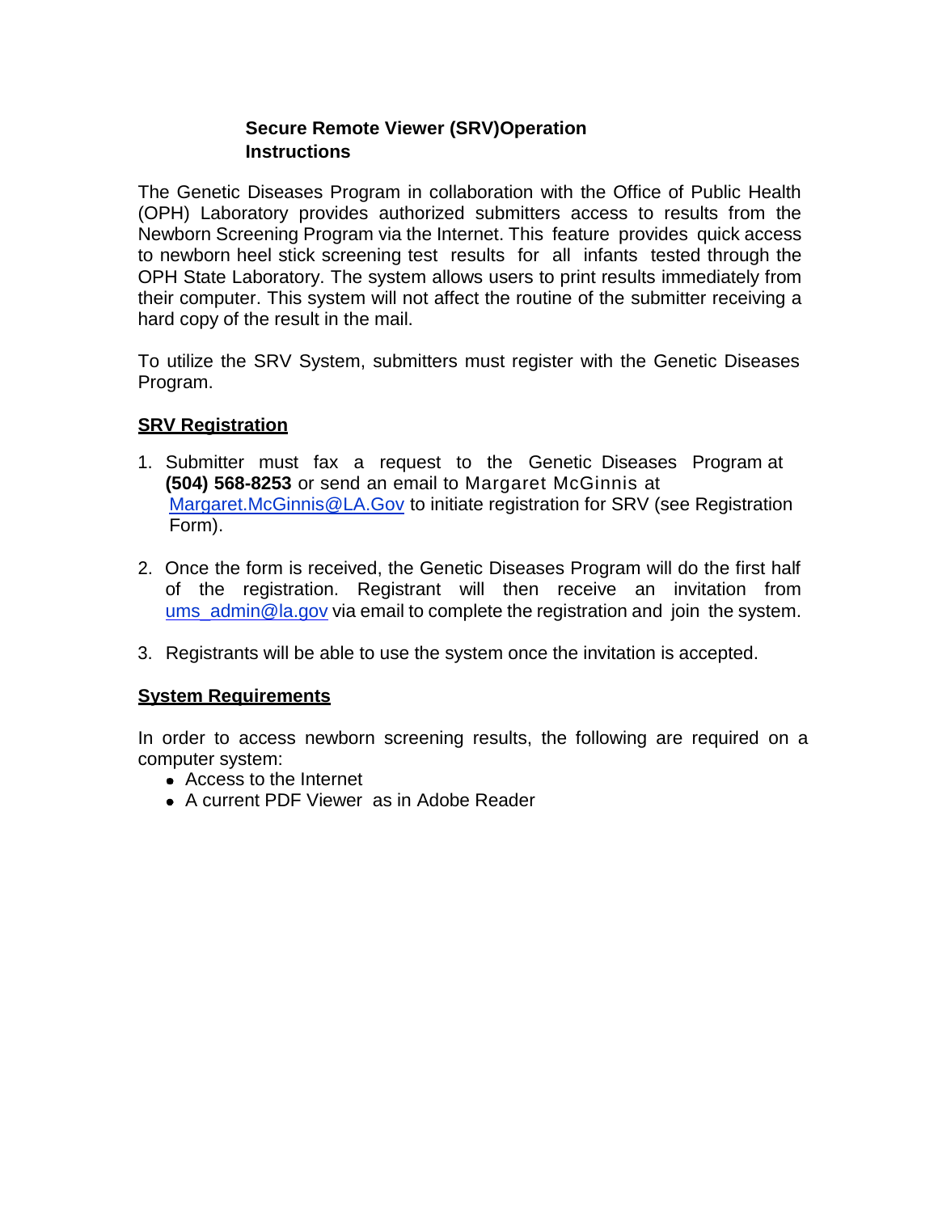# Secure Remote Viewer (SRV)Operation Instructions

The Genetic Diseases Program in collaboration with the Office of Public Health (OPH) Laboratory provides authorized submitters access to results from the Newborn Screening Program via the Internet. This feature provides quick access to newborn heel stick screening test results for all infants tested through the OPH State Laboratory. The system allows users to print results immediately from their computer. This system will not affect the routine of the submitter receiving a hard copy of the result in the mail.

To utilize the SRV System, submitters must register with the Genetic Diseases Program.

## SRV Registration

1. Submitter must fax a request to the Genetic Diseases Program at **(504) 568-8253** or send an email to Margaret McGinnis at Margaret.McGinnis@LA.Gov to initiate registration for SRV (see Registration Form).

2. Once the form is received, the Genetic Diseases Program will do the first half of the registration. Registrant will then receive an invitation from ums_admin@la.gov via email to complete the registration and join the system.

3. Registrants will be able to use the system once the invitation is accepted.

## System Requirements

In order to access newborn screening results, the following are required on a computer system:

- Access to the Internet
- A current PDF Viewer as in Adobe Reader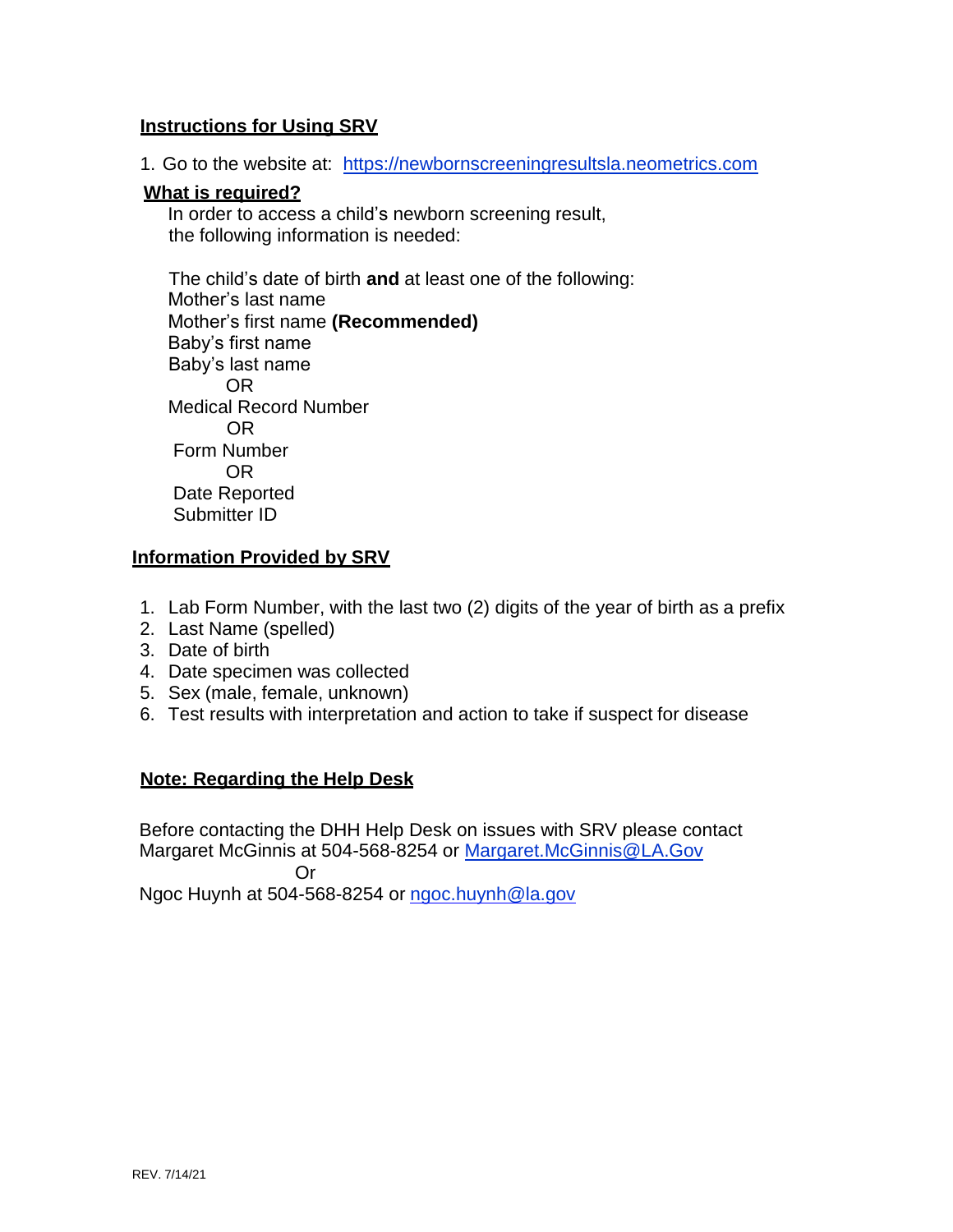## Instructions for Using SRV

1. Go to the website at: [https://newbornscreeningresultsla.neometrics.com](https://newbornscreeningresultsla.neometrics.com)

### What is required?

In order to access a child's newborn screening result, the following information is needed:

The child's date of birth **and** at least one of the following:

Mother's last name
Mother's first name **(Recommended)**
Baby's first name
Baby's last name

OR

Medical Record Number

OR

Form Number

OR

Date Reported
Submitter ID

## Information Provided by SRV

1. Lab Form Number, with the last two (2) digits of the year of birth as a prefix
2. Last Name (spelled)
3. Date of birth
4. Date specimen was collected
5. Sex (male, female, unknown)
6. Test results with interpretation and action to take if suspect for disease

## Note: Regarding the Help Desk

Before contacting the DHH Help Desk on issues with SRV please contact Margaret McGinnis at 504-568-8254 or [Margaret.McGinnis@LA.Gov](mailto:Margaret.McGinnis@LA.Gov)

Or

Ngoc Huynh at 504-568-8254 or [ngoc.huynh@la.gov](mailto:ngoc.huynh@la.gov)

REV. 7/14/21